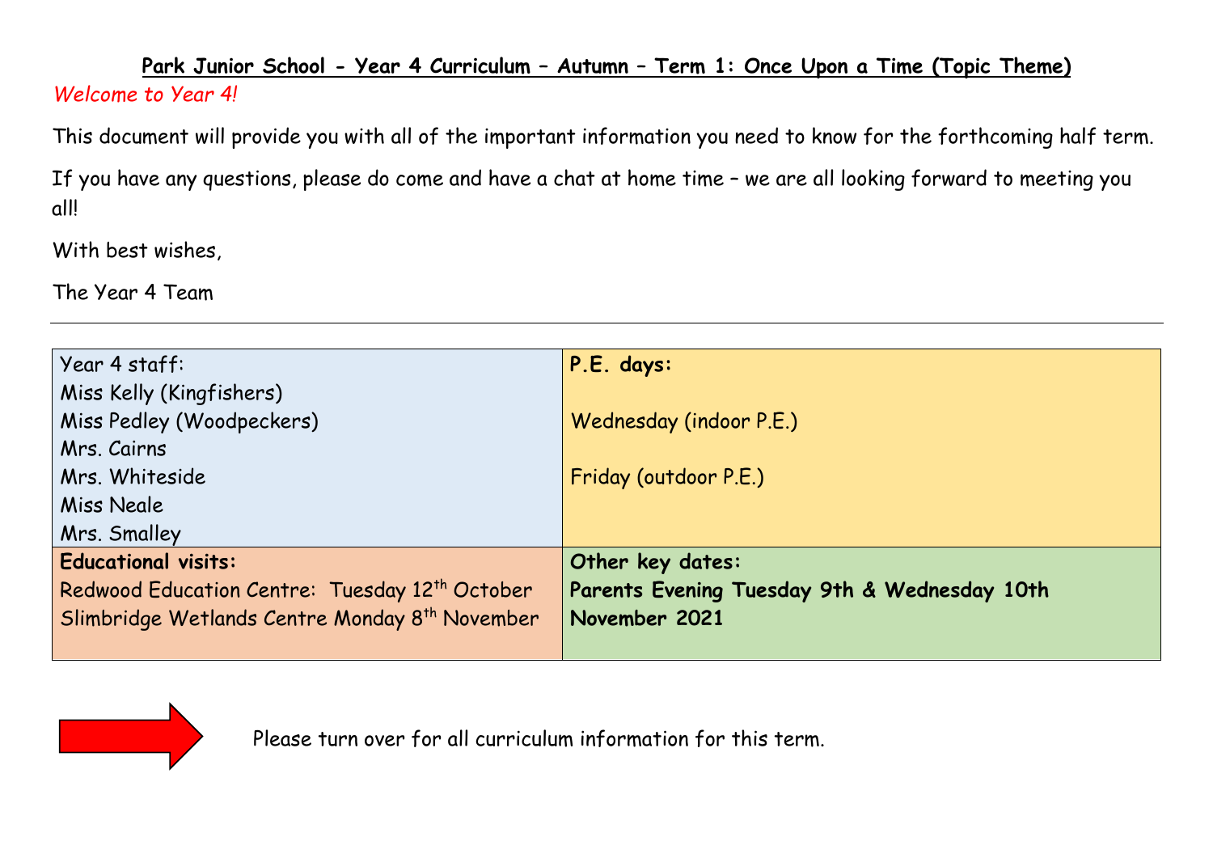# Park Junior School - Year 4 Curriculum – Autumn – Term 1: Once Upon a Time (Topic Theme)

*Welcome to Year 4!*

This document will provide you with all of the important information you need to know for the forthcoming half term.

If you have any questions, please do come and have a chat at home time – we are all looking forward to meeting you all!

With best wishes,

The Year 4 Team

---

| Year 4 staff: | **P.E. days:** |
|---|---|
| Miss Kelly (Kingfishers)<br>Miss Pedley (Woodpeckers)<br>Mrs. Cairns<br>Mrs. Whiteside<br>Miss Neale<br>Mrs. Smalley | Wednesday (indoor P.E.)<br><br>Friday (outdoor P.E.) |
| **Educational visits:**<br>Redwood Education Centre: Tuesday 12th October<br>Slimbridge Wetlands Centre Monday 8th November | **Other key dates:**<br>**Parents Evening Tuesday 9th & Wednesday 10th November 2021** |

Please turn over for all curriculum information for this term.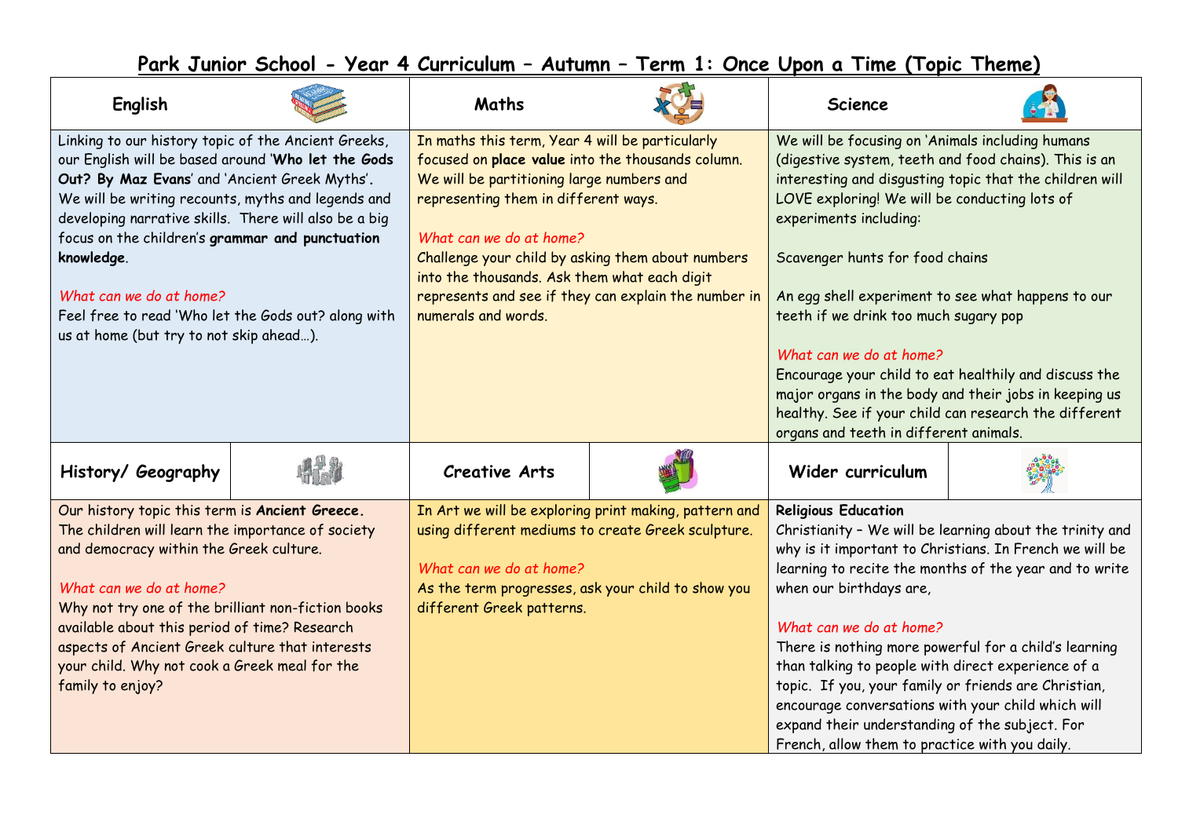# Park Junior School - Year 4 Curriculum – Autumn – Term 1: Once Upon a Time (Topic Theme)

## English

Linking to our history topic of the Ancient Greeks, our English will be based around '**Who let the Gods Out? By Maz Evans**' and 'Ancient Greek Myths'**.** We will be writing recounts, myths and legends and developing narrative skills. There will also be a big focus on the children's **grammar and punctuation knowledge**.

*What can we do at home?*

Feel free to read 'Who let the Gods out? along with us at home (but try to not skip ahead…).

## Maths

In maths this term, Year 4 will be particularly focused on **place value** into the thousands column. We will be partitioning large numbers and representing them in different ways.

*What can we do at home?*

Challenge your child by asking them about numbers into the thousands. Ask them what each digit represents and see if they can explain the number in numerals and words.

## Science

We will be focusing on 'Animals including humans (digestive system, teeth and food chains). This is an interesting and disgusting topic that the children will LOVE exploring! We will be conducting lots of experiments including:

Scavenger hunts for food chains

An egg shell experiment to see what happens to our teeth if we drink too much sugary pop

*What can we do at home?*

Encourage your child to eat healthily and discuss the major organs in the body and their jobs in keeping us healthy. See if your child can research the different organs and teeth in different animals.

## History/ Geography

Our history topic this term is **Ancient Greece.** The children will learn the importance of society and democracy within the Greek culture.

*What can we do at home?*

Why not try one of the brilliant non-fiction books available about this period of time? Research aspects of Ancient Greek culture that interests your child. Why not cook a Greek meal for the family to enjoy?

## Creative Arts

In Art we will be exploring print making, pattern and using different mediums to create Greek sculpture.

*What can we do at home?*

As the term progresses, ask your child to show you different Greek patterns.

## Wider curriculum

**Religious Education**

Christianity – We will be learning about the trinity and why is it important to Christians. In French we will be learning to recite the months of the year and to write when our birthdays are,

*What can we do at home?*

There is nothing more powerful for a child's learning than talking to people with direct experience of a topic. If you, your family or friends are Christian, encourage conversations with your child which will expand their understanding of the subject. For French, allow them to practice with you daily.